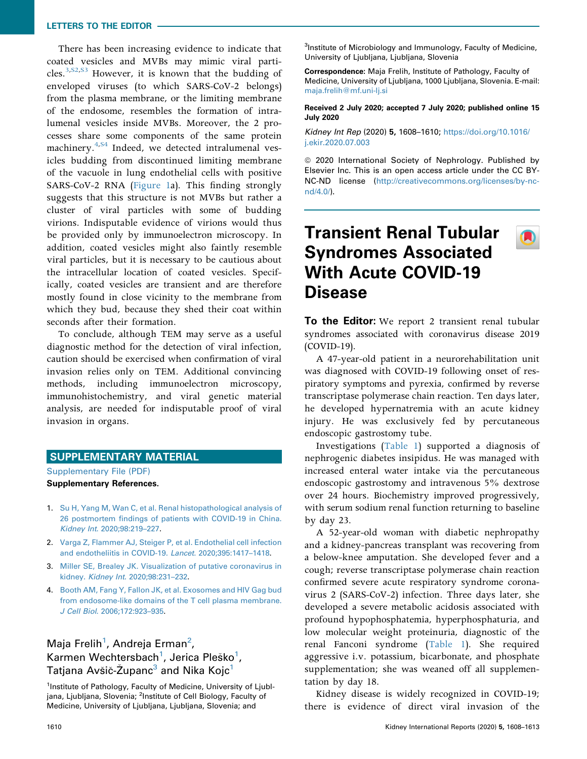There has been increasing evidence to indicate that coated vesicles and MVBs may mimic viral particles.[3,S2,S3] However, it is known that the budding of enveloped viruses (to which SARS-CoV-2 belongs) from the plasma membrane, or the limiting membrane of the endosome, resembles the formation of intralumenal vesicles inside MVBs. Moreover, the 2 processes share some components of the same protein machinery.[4,S4] Indeed, we detected intralumenal vesicles budding from discontinued limiting membrane of the vacuole in lung endothelial cells with positive SARS-CoV-2 RNA (Figure 1a). This finding strongly suggests that this structure is not MVBs but rather a cluster of viral particles with some of budding virions. Indisputable evidence of virions would thus be provided only by immunoelectron microscopy. In addition, coated vesicles might also faintly resemble viral particles, but it is necessary to be cautious about the intracellular location of coated vesicles. Specifically, coated vesicles are transient and are therefore mostly found in close vicinity to the membrane from which they bud, because they shed their coat within seconds after their formation.

To conclude, although TEM may serve as a useful diagnostic method for the detection of viral infection, caution should be exercised when confirmation of viral invasion relies only on TEM. Additional convincing methods, including immunoelectron microscopy, immunohistochemistry, and viral genetic material analysis, are needed for indisputable proof of viral invasion in organs.

## SUPPLEMENTARY MATERIAL

Supplementary File (PDF)

**Supplementary References.**

1. Su H, Yang M, Wan C, et al. Renal histopathological analysis of 26 postmortem findings of patients with COVID-19 in China. *Kidney Int.* 2020;98:219–227.
2. Varga Z, Flammer AJ, Steiger P, et al. Endothelial cell infection and endotheliitis in COVID-19. *Lancet.* 2020;395:1417–1418.
3. Miller SE, Brealey JK. Visualization of putative coronavirus in kidney. *Kidney Int.* 2020;98:231–232.
4. Booth AM, Fang Y, Fallon JK, et al. Exosomes and HIV Gag bud from endosome-like domains of the T cell plasma membrane. *J Cell Biol.* 2006;172:923–935.

Maja Frelih[1], Andreja Erman[2], Karmen Wechtersbach[1], Jerica Pleško[1], Tatjana Avšič-Županc[3] and Nika Kojc[1]

[1]Institute of Pathology, Faculty of Medicine, University of Ljubljana, Ljubljana, Slovenia; [2]Institute of Cell Biology, Faculty of Medicine, University of Ljubljana, Ljubljana, Slovenia; and [3]Institute of Microbiology and Immunology, Faculty of Medicine, University of Ljubljana, Ljubljana, Slovenia

**Correspondence:** Maja Frelih, Institute of Pathology, Faculty of Medicine, University of Ljubljana, 1000 Ljubljana, Slovenia. E-mail: maja.frelih@mf.uni-lj.si

**Received 2 July 2020; accepted 7 July 2020; published online 15 July 2020**

*Kidney Int Rep* (2020) **5**, 1608–1610; https://doi.org/10.1016/j.ekir.2020.07.003

© 2020 International Society of Nephrology. Published by Elsevier Inc. This is an open access article under the CC BY-NC-ND license (http://creativecommons.org/licenses/by-nc-nd/4.0/).

# Transient Renal Tubular Syndromes Associated With Acute COVID-19 Disease

**To the Editor:** We report 2 transient renal tubular syndromes associated with coronavirus disease 2019 (COVID-19).

A 47-year-old patient in a neurorehabilitation unit was diagnosed with COVID-19 following onset of respiratory symptoms and pyrexia, confirmed by reverse transcriptase polymerase chain reaction. Ten days later, he developed hypernatremia with an acute kidney injury. He was exclusively fed by percutaneous endoscopic gastrostomy tube.

Investigations (Table 1) supported a diagnosis of nephrogenic diabetes insipidus. He was managed with increased enteral water intake via the percutaneous endoscopic gastrostomy and intravenous 5% dextrose over 24 hours. Biochemistry improved progressively, with serum sodium renal function returning to baseline by day 23.

A 52-year-old woman with diabetic nephropathy and a kidney-pancreas transplant was recovering from a below-knee amputation. She developed fever and a cough; reverse transcriptase polymerase chain reaction confirmed severe acute respiratory syndrome coronavirus 2 (SARS-CoV-2) infection. Three days later, she developed a severe metabolic acidosis associated with profound hypophosphatemia, hyperphosphaturia, and low molecular weight proteinuria, diagnostic of the renal Fanconi syndrome (Table 1). She required aggressive i.v. potassium, bicarbonate, and phosphate supplementation; she was weaned off all supplementation by day 18.

Kidney disease is widely recognized in COVID-19; there is evidence of direct viral invasion of the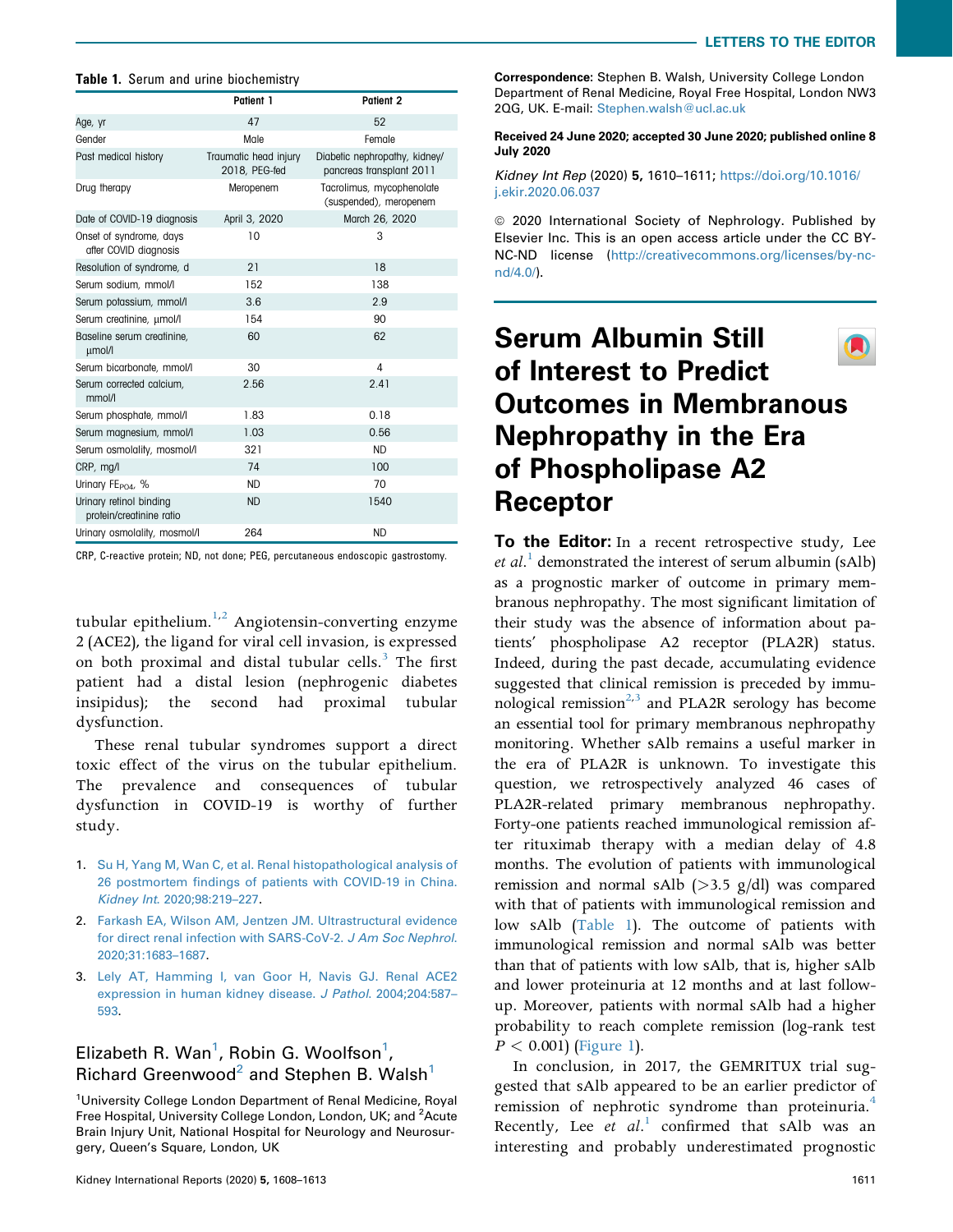**Table 1.** Serum and urine biochemistry

| | Patient 1 | Patient 2 |
|---|---|---|
| Age, yr | 47 | 52 |
| Gender | Male | Female |
| Past medical history | Traumatic head injury 2018, PEG-fed | Diabetic nephropathy, kidney/ pancreas transplant 2011 |
| Drug therapy | Meropenem | Tacrolimus, mycophenolate (suspended), meropenem |
| Date of COVID-19 diagnosis | April 3, 2020 | March 26, 2020 |
| Onset of syndrome, days after COVID diagnosis | 10 | 3 |
| Resolution of syndrome, d | 21 | 18 |
| Serum sodium, mmol/l | 152 | 138 |
| Serum potassium, mmol/l | 3.6 | 2.9 |
| Serum creatinine, μmol/l | 154 | 90 |
| Baseline serum creatinine, μmol/l | 60 | 62 |
| Serum bicarbonate, mmol/l | 30 | 4 |
| Serum corrected calcium, mmol/l | 2.56 | 2.41 |
| Serum phosphate, mmol/l | 1.83 | 0.18 |
| Serum magnesium, mmol/l | 1.03 | 0.56 |
| Serum osmolality, mosmol/l | 321 | ND |
| CRP, mg/l | 74 | 100 |
| Urinary $FE_{PO4}$, % | ND | 70 |
| Urinary retinol binding protein/creatinine ratio | ND | 1540 |
| Urinary osmolality, mosmol/l | 264 | ND |

CRP, C-reactive protein; ND, not done; PEG, percutaneous endoscopic gastrostomy.

tubular epithelium.[1,2] Angiotensin-converting enzyme 2 (ACE2), the ligand for viral cell invasion, is expressed on both proximal and distal tubular cells.[3] The first patient had a distal lesion (nephrogenic diabetes insipidus); the second had proximal tubular dysfunction.

These renal tubular syndromes support a direct toxic effect of the virus on the tubular epithelium. The prevalence and consequences of tubular dysfunction in COVID-19 is worthy of further study.

1. Su H, Yang M, Wan C, et al. Renal histopathological analysis of 26 postmortem findings of patients with COVID-19 in China. *Kidney Int*. 2020;98:219–227.
2. Farkash EA, Wilson AM, Jentzen JM. Ultrastructural evidence for direct renal infection with SARS-CoV-2. *J Am Soc Nephrol*. 2020;31:1683–1687.
3. Lely AT, Hamming I, van Goor H, Navis GJ. Renal ACE2 expression in human kidney disease. *J Pathol*. 2004;204:587–593.

Elizabeth R. Wan[1], Robin G. Woolfson[1], Richard Greenwood[2] and Stephen B. Walsh[1]

[1]University College London Department of Renal Medicine, Royal Free Hospital, University College London, London, UK; and [2]Acute Brain Injury Unit, National Hospital for Neurology and Neurosurgery, Queen's Square, London, UK

**Correspondence:** Stephen B. Walsh, University College London Department of Renal Medicine, Royal Free Hospital, London NW3 2QG, UK. E-mail: Stephen.walsh@ucl.ac.uk

**Received 24 June 2020; accepted 30 June 2020; published online 8 July 2020**

*Kidney Int Rep* (2020) **5**, 1610–1611; https://doi.org/10.1016/j.ekir.2020.06.037

© 2020 International Society of Nephrology. Published by Elsevier Inc. This is an open access article under the CC BY-NC-ND license (http://creativecommons.org/licenses/by-nc-nd/4.0/).

# Serum Albumin Still of Interest to Predict Outcomes in Membranous Nephropathy in the Era of Phospholipase A2 Receptor

**To the Editor:** In a recent retrospective study, Lee *et al.*[1] demonstrated the interest of serum albumin (sAlb) as a prognostic marker of outcome in primary membranous nephropathy. The most significant limitation of their study was the absence of information about patients' phospholipase A2 receptor (PLA2R) status. Indeed, during the past decade, accumulating evidence suggested that clinical remission is preceded by immunological remission[2,3] and PLA2R serology has become an essential tool for primary membranous nephropathy monitoring. Whether sAlb remains a useful marker in the era of PLA2R is unknown. To investigate this question, we retrospectively analyzed 46 cases of PLA2R-related primary membranous nephropathy. Forty-one patients reached immunological remission after rituximab therapy with a median delay of 4.8 months. The evolution of patients with immunological remission and normal sAlb (>3.5 g/dl) was compared with that of patients with immunological remission and low sAlb (Table 1). The outcome of patients with immunological remission and normal sAlb was better than that of patients with low sAlb, that is, higher sAlb and lower proteinuria at 12 months and at last follow-up. Moreover, patients with normal sAlb had a higher probability to reach complete remission (log-rank test $P < 0.001$) (Figure 1).

In conclusion, in 2017, the GEMRITUX trial suggested that sAlb appeared to be an earlier predictor of remission of nephrotic syndrome than proteinuria.[4] Recently, Lee *et al.*[1] confirmed that sAlb was an interesting and probably underestimated prognostic